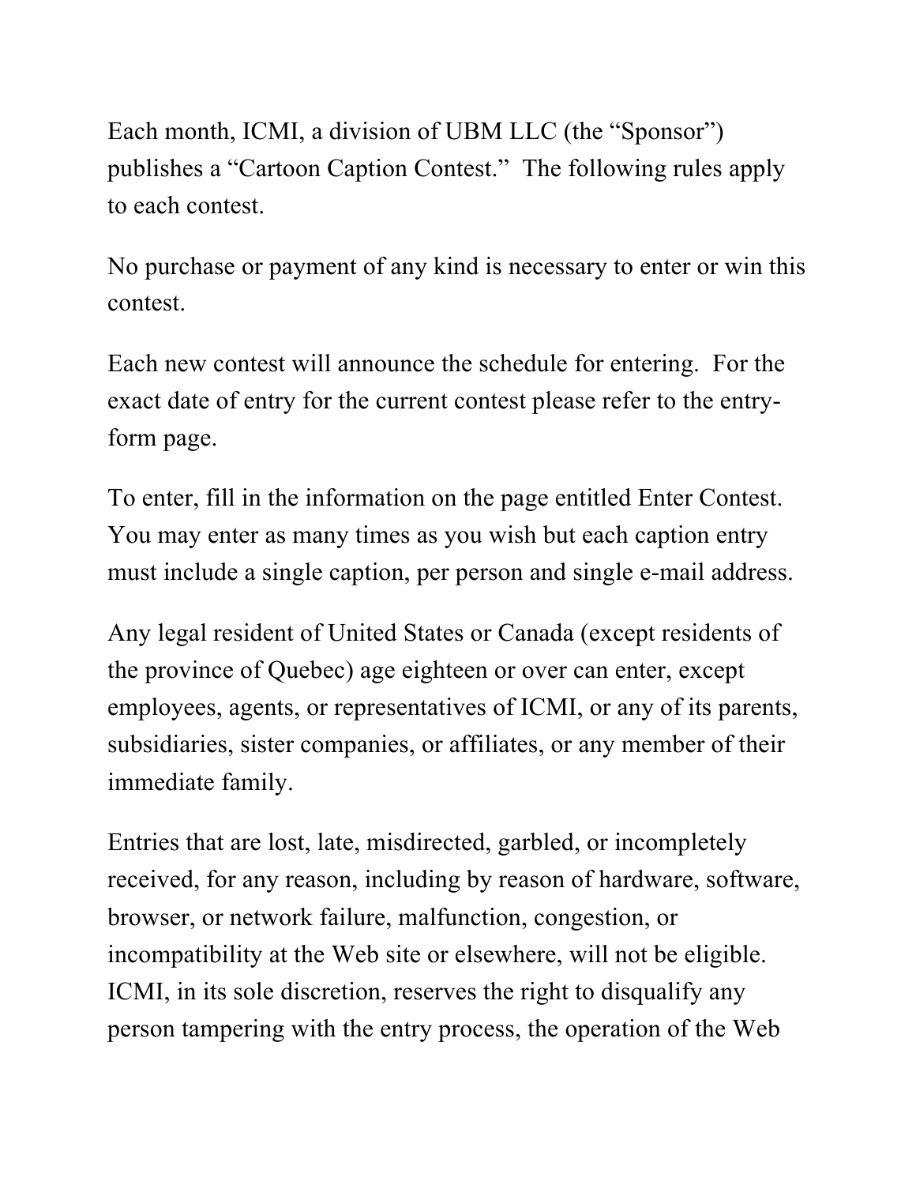Each month, ICMI, a division of UBM LLC (the "Sponsor") publishes a "Cartoon Caption Contest." The following rules apply to each contest.

No purchase or payment of any kind is necessary to enter or win this contest.

Each new contest will announce the schedule for entering. For the exact date of entry for the current contest please refer to the entry-form page.

To enter, fill in the information on the page entitled Enter Contest. You may enter as many times as you wish but each caption entry must include a single caption, per person and single e-mail address.

Any legal resident of United States or Canada (except residents of the province of Quebec) age eighteen or over can enter, except employees, agents, or representatives of ICMI, or any of its parents, subsidiaries, sister companies, or affiliates, or any member of their immediate family.

Entries that are lost, late, misdirected, garbled, or incompletely received, for any reason, including by reason of hardware, software, browser, or network failure, malfunction, congestion, or incompatibility at the Web site or elsewhere, will not be eligible. ICMI, in its sole discretion, reserves the right to disqualify any person tampering with the entry process, the operation of the Web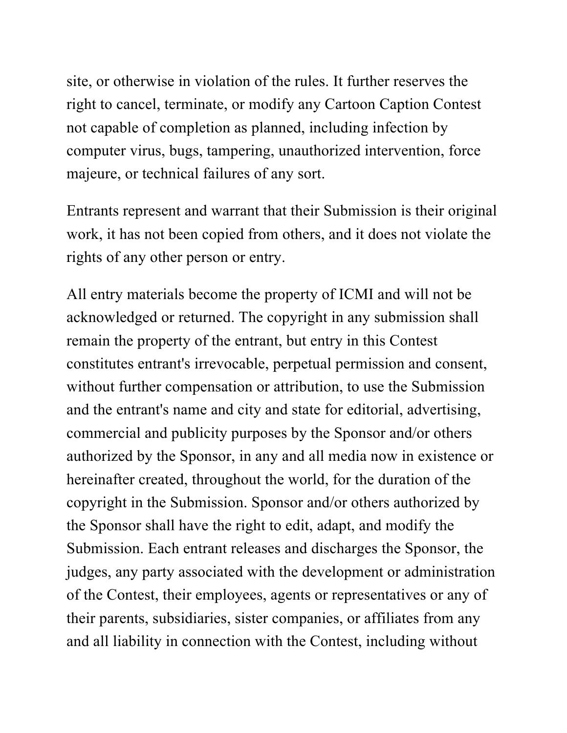site, or otherwise in violation of the rules. It further reserves the right to cancel, terminate, or modify any Cartoon Caption Contest not capable of completion as planned, including infection by computer virus, bugs, tampering, unauthorized intervention, force majeure, or technical failures of any sort.

Entrants represent and warrant that their Submission is their original work, it has not been copied from others, and it does not violate the rights of any other person or entry.

All entry materials become the property of ICMI and will not be acknowledged or returned. The copyright in any submission shall remain the property of the entrant, but entry in this Contest constitutes entrant's irrevocable, perpetual permission and consent, without further compensation or attribution, to use the Submission and the entrant's name and city and state for editorial, advertising, commercial and publicity purposes by the Sponsor and/or others authorized by the Sponsor, in any and all media now in existence or hereinafter created, throughout the world, for the duration of the copyright in the Submission. Sponsor and/or others authorized by the Sponsor shall have the right to edit, adapt, and modify the Submission. Each entrant releases and discharges the Sponsor, the judges, any party associated with the development or administration of the Contest, their employees, agents or representatives or any of their parents, subsidiaries, sister companies, or affiliates from any and all liability in connection with the Contest, including without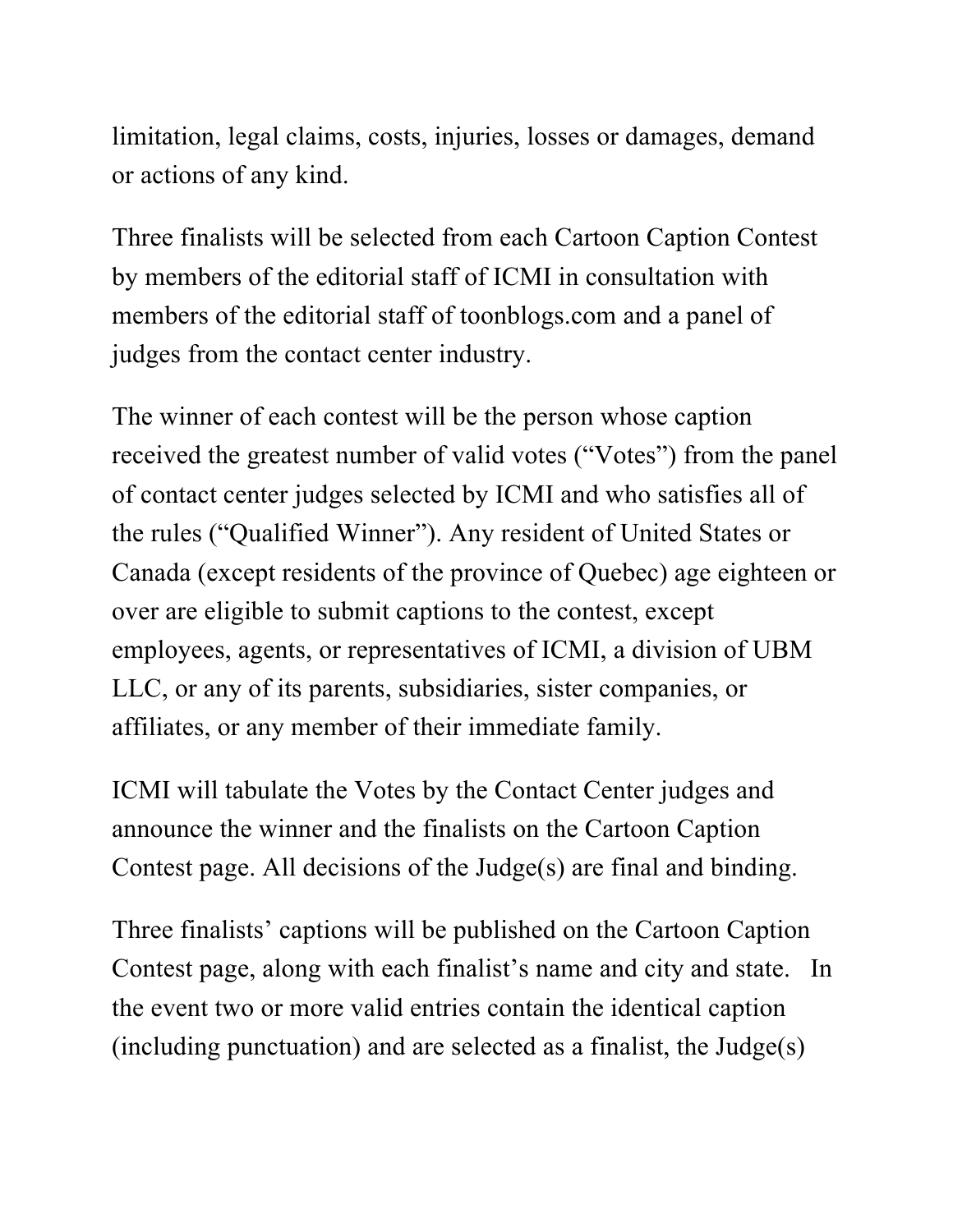limitation, legal claims, costs, injuries, losses or damages, demand or actions of any kind.

Three finalists will be selected from each Cartoon Caption Contest by members of the editorial staff of ICMI in consultation with members of the editorial staff of toonblogs.com and a panel of judges from the contact center industry.

The winner of each contest will be the person whose caption received the greatest number of valid votes ("Votes") from the panel of contact center judges selected by ICMI and who satisfies all of the rules ("Qualified Winner"). Any resident of United States or Canada (except residents of the province of Quebec) age eighteen or over are eligible to submit captions to the contest, except employees, agents, or representatives of ICMI, a division of UBM LLC, or any of its parents, subsidiaries, sister companies, or affiliates, or any member of their immediate family.

ICMI will tabulate the Votes by the Contact Center judges and announce the winner and the finalists on the Cartoon Caption Contest page. All decisions of the Judge(s) are final and binding.

Three finalists' captions will be published on the Cartoon Caption Contest page, along with each finalist's name and city and state. In the event two or more valid entries contain the identical caption (including punctuation) and are selected as a finalist, the Judge(s)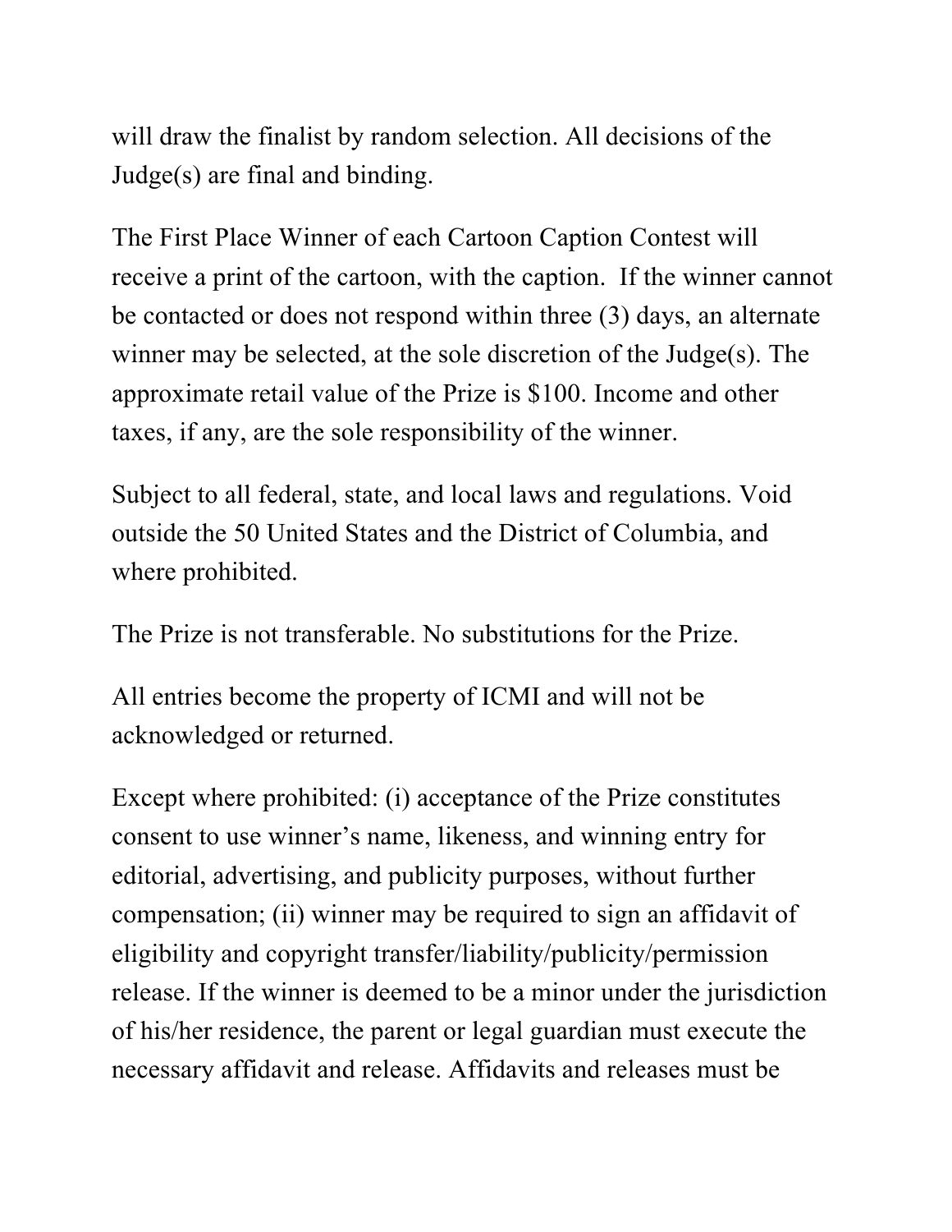will draw the finalist by random selection. All decisions of the Judge(s) are final and binding.

The First Place Winner of each Cartoon Caption Contest will receive a print of the cartoon, with the caption. If the winner cannot be contacted or does not respond within three (3) days, an alternate winner may be selected, at the sole discretion of the Judge(s). The approximate retail value of the Prize is $100. Income and other taxes, if any, are the sole responsibility of the winner.

Subject to all federal, state, and local laws and regulations. Void outside the 50 United States and the District of Columbia, and where prohibited.

The Prize is not transferable. No substitutions for the Prize.

All entries become the property of ICMI and will not be acknowledged or returned.

Except where prohibited: (i) acceptance of the Prize constitutes consent to use winner's name, likeness, and winning entry for editorial, advertising, and publicity purposes, without further compensation; (ii) winner may be required to sign an affidavit of eligibility and copyright transfer/liability/publicity/permission release. If the winner is deemed to be a minor under the jurisdiction of his/her residence, the parent or legal guardian must execute the necessary affidavit and release. Affidavits and releases must be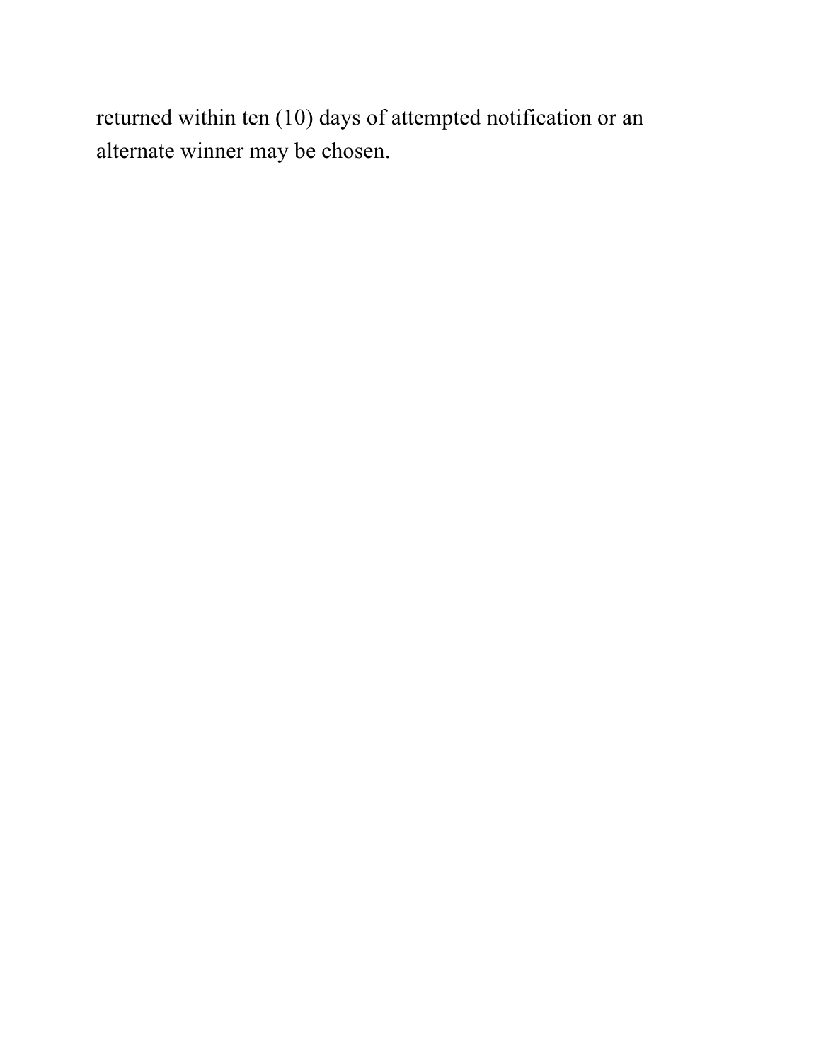returned within ten (10) days of attempted notification or an alternate winner may be chosen.